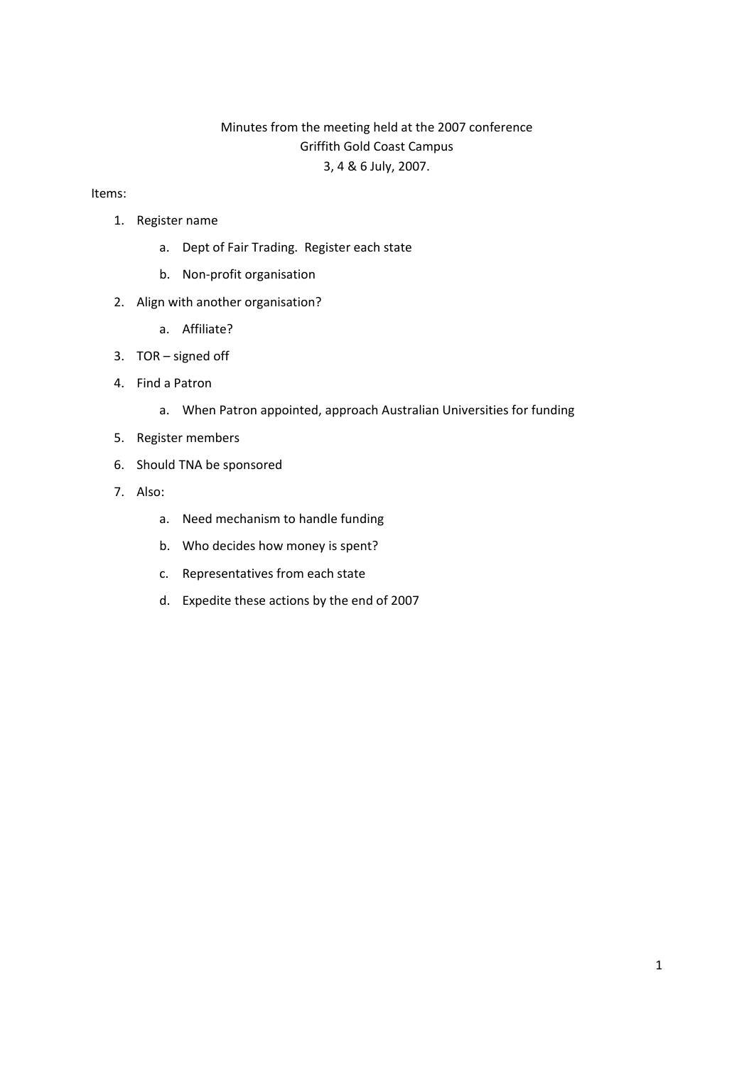Minutes from the meeting held at the 2007 conference
Griffith Gold Coast Campus
3, 4 & 6 July, 2007.

Items:

1. Register name
    a. Dept of Fair Trading. Register each state
    b. Non-profit organisation
2. Align with another organisation?
    a. Affiliate?
3. TOR – signed off
4. Find a Patron
    a. When Patron appointed, approach Australian Universities for funding
5. Register members
6. Should TNA be sponsored
7. Also:
    a. Need mechanism to handle funding
    b. Who decides how money is spent?
    c. Representatives from each state
    d. Expedite these actions by the end of 2007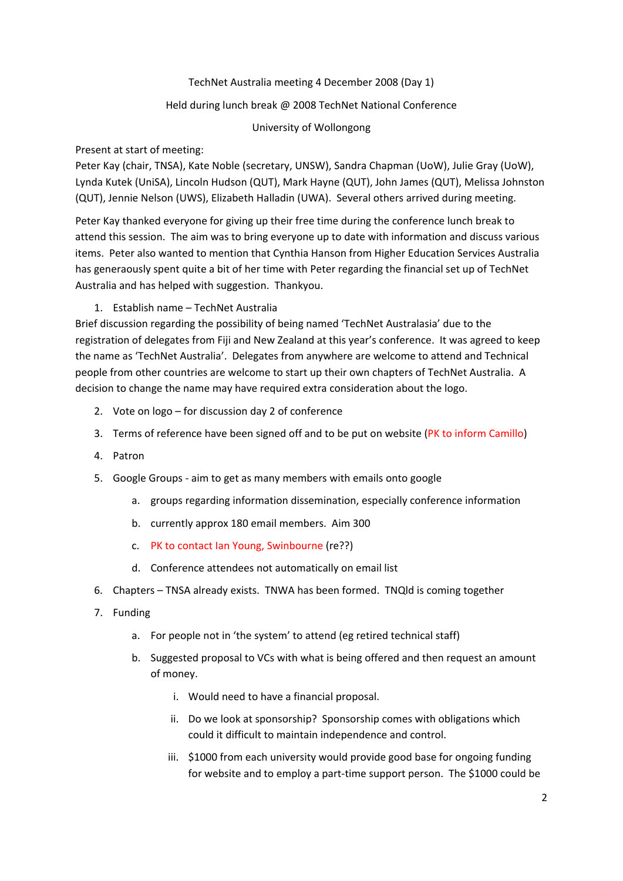TechNet Australia meeting 4 December 2008 (Day 1)

Held during lunch break @ 2008 TechNet National Conference

University of Wollongong

Present at start of meeting:
Peter Kay (chair, TNSA), Kate Noble (secretary, UNSW), Sandra Chapman (UoW), Julie Gray (UoW), Lynda Kutek (UniSA), Lincoln Hudson (QUT), Mark Hayne (QUT), John James (QUT), Melissa Johnston (QUT), Jennie Nelson (UWS), Elizabeth Halladin (UWA). Several others arrived during meeting.

Peter Kay thanked everyone for giving up their free time during the conference lunch break to attend this session. The aim was to bring everyone up to date with information and discuss various items. Peter also wanted to mention that Cynthia Hanson from Higher Education Services Australia has generaously spent quite a bit of her time with Peter regarding the financial set up of TechNet Australia and has helped with suggestion. Thankyou.

1. Establish name – TechNet Australia

Brief discussion regarding the possibility of being named 'TechNet Australasia' due to the registration of delegates from Fiji and New Zealand at this year's conference. It was agreed to keep the name as 'TechNet Australia'. Delegates from anywhere are welcome to attend and Technical people from other countries are welcome to start up their own chapters of TechNet Australia. A decision to change the name may have required extra consideration about the logo.

2. Vote on logo – for discussion day 2 of conference
3. Terms of reference have been signed off and to be put on website (PK to inform Camillo)
4. Patron
5. Google Groups - aim to get as many members with emails onto google
   a. groups regarding information dissemination, especially conference information
   b. currently approx 180 email members. Aim 300
   c. PK to contact Ian Young, Swinbourne (re??)
   d. Conference attendees not automatically on email list
6. Chapters – TNSA already exists. TNWA has been formed. TNQld is coming together
7. Funding
   a. For people not in 'the system' to attend (eg retired technical staff)
   b. Suggested proposal to VCs with what is being offered and then request an amount of money.
      i. Would need to have a financial proposal.
      ii. Do we look at sponsorship? Sponsorship comes with obligations which could it difficult to maintain independence and control.
      iii. $1000 from each university would provide good base for ongoing funding for website and to employ a part-time support person. The $1000 could be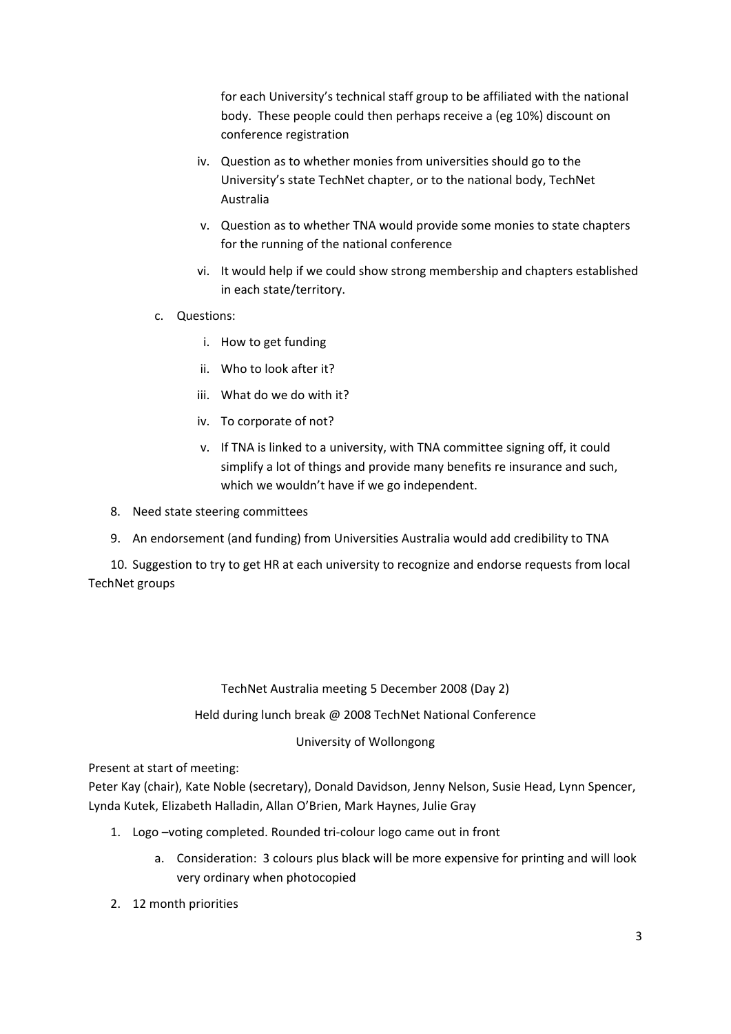for each University's technical staff group to be affiliated with the national body. These people could then perhaps receive a (eg 10%) discount on conference registration

   iv. Question as to whether monies from universities should go to the University's state TechNet chapter, or to the national body, TechNet Australia

   v. Question as to whether TNA would provide some monies to state chapters for the running of the national conference

   vi. It would help if we could show strong membership and chapters established in each state/territory.

   c. Questions:

      i. How to get funding

      ii. Who to look after it?

      iii. What do we do with it?

      iv. To corporate of not?

      v. If TNA is linked to a university, with TNA committee signing off, it could simplify a lot of things and provide many benefits re insurance and such, which we wouldn't have if we go independent.

8. Need state steering committees

9. An endorsement (and funding) from Universities Australia would add credibility to TNA

10. Suggestion to try to get HR at each university to recognize and endorse requests from local TechNet groups

TechNet Australia meeting 5 December 2008 (Day 2)

Held during lunch break @ 2008 TechNet National Conference

University of Wollongong

Present at start of meeting:
Peter Kay (chair), Kate Noble (secretary), Donald Davidson, Jenny Nelson, Susie Head, Lynn Spencer, Lynda Kutek, Elizabeth Halladin, Allan O'Brien, Mark Haynes, Julie Gray

1. Logo –voting completed. Rounded tri-colour logo came out in front
   a. Consideration: 3 colours plus black will be more expensive for printing and will look very ordinary when photocopied
2. 12 month priorities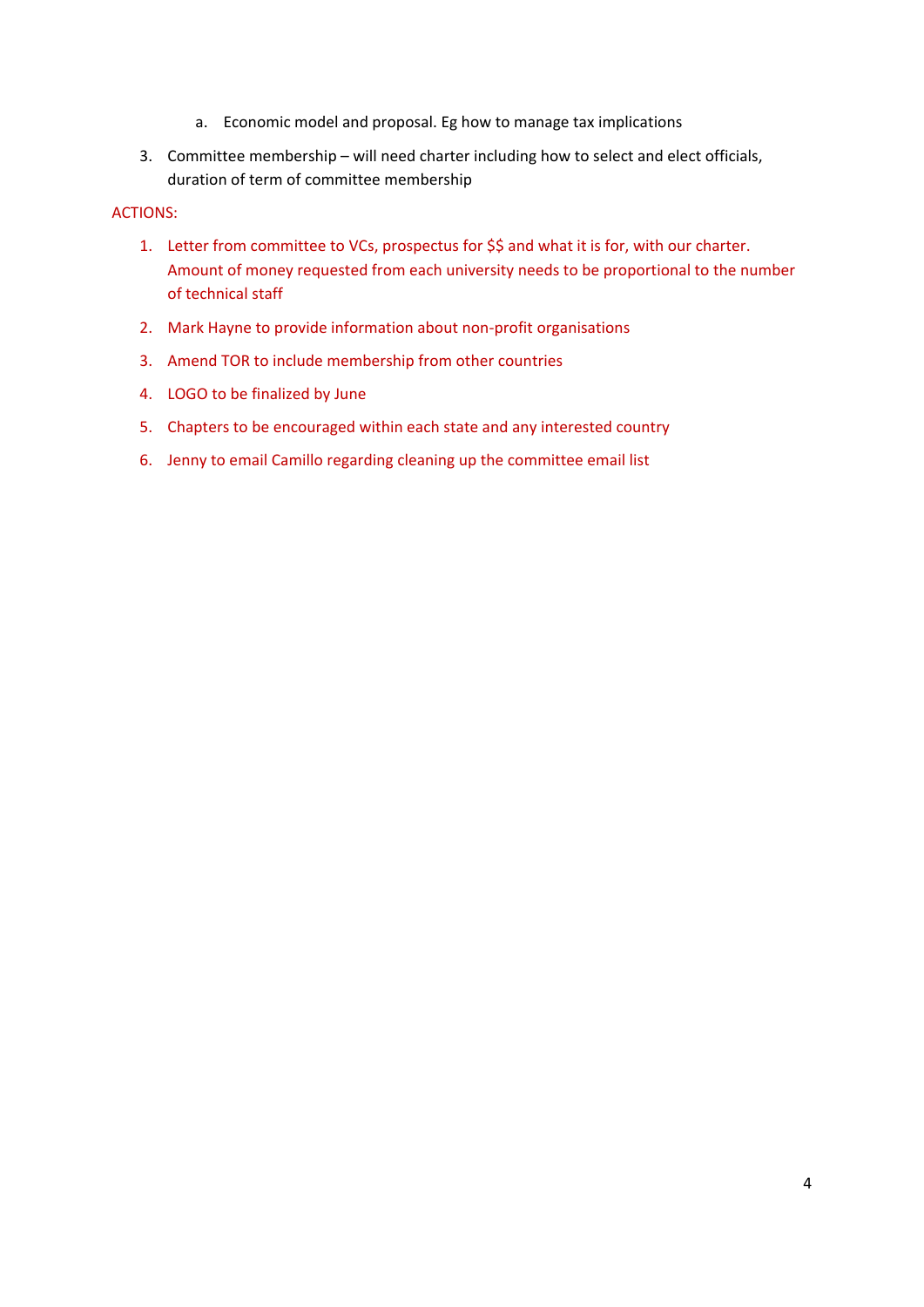a. Economic model and proposal. Eg how to manage tax implications

3. Committee membership – will need charter including how to select and elect officials, duration of term of committee membership

ACTIONS:

1. Letter from committee to VCs, prospectus for $$ and what it is for, with our charter. Amount of money requested from each university needs to be proportional to the number of technical staff
2. Mark Hayne to provide information about non-profit organisations
3. Amend TOR to include membership from other countries
4. LOGO to be finalized by June
5. Chapters to be encouraged within each state and any interested country
6. Jenny to email Camillo regarding cleaning up the committee email list